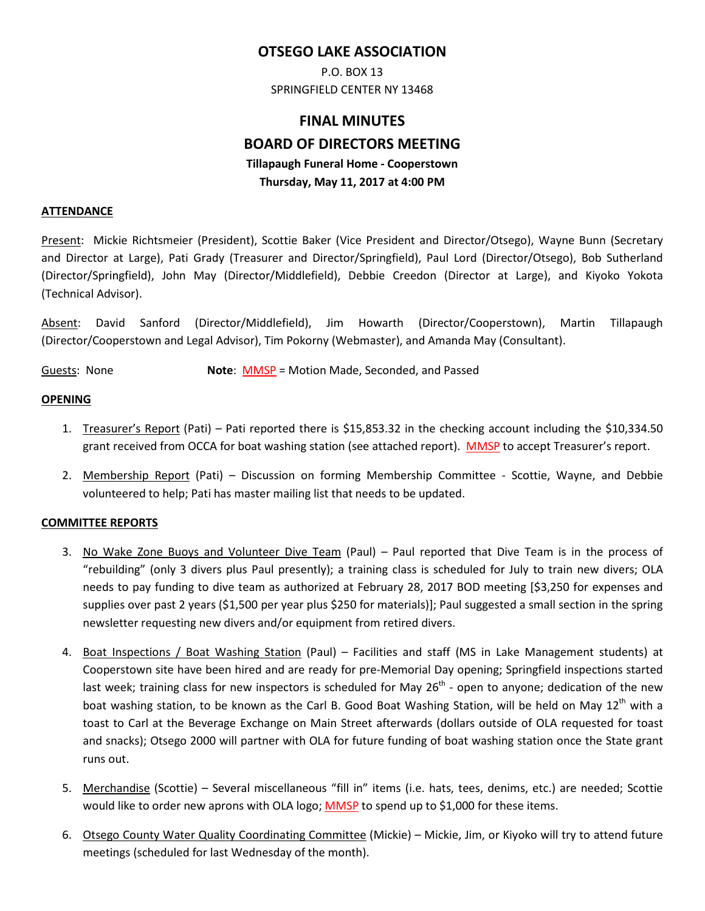# OTSEGO LAKE ASSOCIATION

P.O. BOX 13
SPRINGFIELD CENTER NY 13468

## FINAL MINUTES
## BOARD OF DIRECTORS MEETING

**Tillapaugh Funeral Home - Cooperstown**
**Thursday, May 11, 2017 at 4:00 PM**

### ATTENDANCE

Present: Mickie Richtsmeier (President), Scottie Baker (Vice President and Director/Otsego), Wayne Bunn (Secretary and Director at Large), Pati Grady (Treasurer and Director/Springfield), Paul Lord (Director/Otsego), Bob Sutherland (Director/Springfield), John May (Director/Middlefield), Debbie Creedon (Director at Large), and Kiyoko Yokota (Technical Advisor).

Absent: David Sanford (Director/Middlefield), Jim Howarth (Director/Cooperstown), Martin Tillapaugh (Director/Cooperstown and Legal Advisor), Tim Pokorny (Webmaster), and Amanda May (Consultant).

Guests: None **Note**: MMSP = Motion Made, Seconded, and Passed

### OPENING

1. Treasurer's Report (Pati) – Pati reported there is $15,853.32 in the checking account including the $10,334.50 grant received from OCCA for boat washing station (see attached report). MMSP to accept Treasurer's report.

2. Membership Report (Pati) – Discussion on forming Membership Committee - Scottie, Wayne, and Debbie volunteered to help; Pati has master mailing list that needs to be updated.

### COMMITTEE REPORTS

3. No Wake Zone Buoys and Volunteer Dive Team (Paul) – Paul reported that Dive Team is in the process of "rebuilding" (only 3 divers plus Paul presently); a training class is scheduled for July to train new divers; OLA needs to pay funding to dive team as authorized at February 28, 2017 BOD meeting [$3,250 for expenses and supplies over past 2 years ($1,500 per year plus $250 for materials)]; Paul suggested a small section in the spring newsletter requesting new divers and/or equipment from retired divers.

4. Boat Inspections / Boat Washing Station (Paul) – Facilities and staff (MS in Lake Management students) at Cooperstown site have been hired and are ready for pre-Memorial Day opening; Springfield inspections started last week; training class for new inspectors is scheduled for May 26th - open to anyone; dedication of the new boat washing station, to be known as the Carl B. Good Boat Washing Station, will be held on May 12th with a toast to Carl at the Beverage Exchange on Main Street afterwards (dollars outside of OLA requested for toast and snacks); Otsego 2000 will partner with OLA for future funding of boat washing station once the State grant runs out.

5. Merchandise (Scottie) – Several miscellaneous "fill in" items (i.e. hats, tees, denims, etc.) are needed; Scottie would like to order new aprons with OLA logo; MMSP to spend up to $1,000 for these items.

6. Otsego County Water Quality Coordinating Committee (Mickie) – Mickie, Jim, or Kiyoko will try to attend future meetings (scheduled for last Wednesday of the month).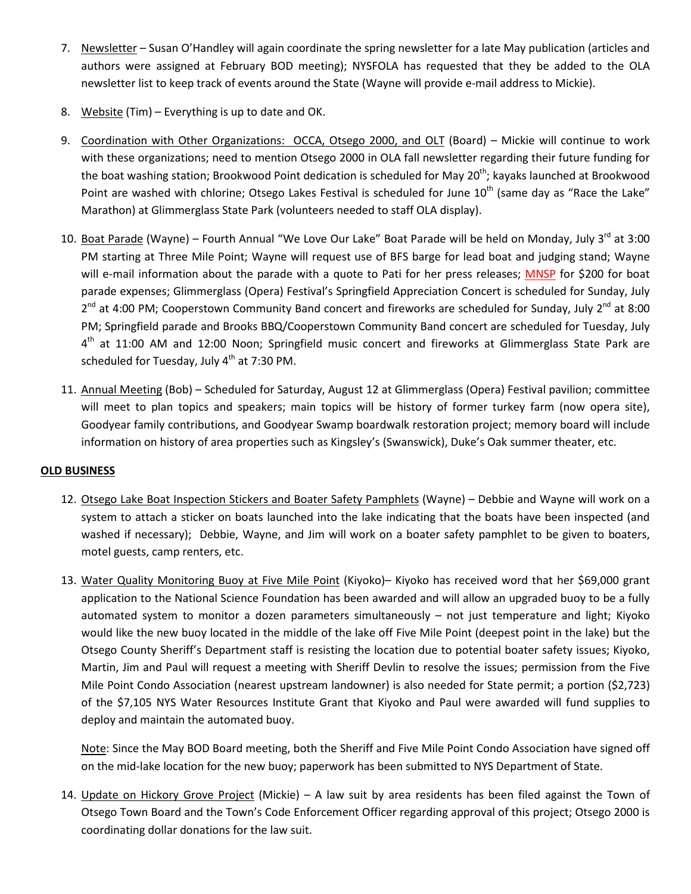7. Newsletter – Susan O'Handley will again coordinate the spring newsletter for a late May publication (articles and authors were assigned at February BOD meeting); NYSFOLA has requested that they be added to the OLA newsletter list to keep track of events around the State (Wayne will provide e-mail address to Mickie).

8. Website (Tim) – Everything is up to date and OK.

9. Coordination with Other Organizations: OCCA, Otsego 2000, and OLT (Board) – Mickie will continue to work with these organizations; need to mention Otsego 2000 in OLA fall newsletter regarding their future funding for the boat washing station; Brookwood Point dedication is scheduled for May 20th; kayaks launched at Brookwood Point are washed with chlorine; Otsego Lakes Festival is scheduled for June 10th (same day as "Race the Lake" Marathon) at Glimmerglass State Park (volunteers needed to staff OLA display).

10. Boat Parade (Wayne) – Fourth Annual "We Love Our Lake" Boat Parade will be held on Monday, July 3rd at 3:00 PM starting at Three Mile Point; Wayne will request use of BFS barge for lead boat and judging stand; Wayne will e-mail information about the parade with a quote to Pati for her press releases; MNSP for $200 for boat parade expenses; Glimmerglass (Opera) Festival's Springfield Appreciation Concert is scheduled for Sunday, July 2nd at 4:00 PM; Cooperstown Community Band concert and fireworks are scheduled for Sunday, July 2nd at 8:00 PM; Springfield parade and Brooks BBQ/Cooperstown Community Band concert are scheduled for Tuesday, July 4th at 11:00 AM and 12:00 Noon; Springfield music concert and fireworks at Glimmerglass State Park are scheduled for Tuesday, July 4th at 7:30 PM.

11. Annual Meeting (Bob) – Scheduled for Saturday, August 12 at Glimmerglass (Opera) Festival pavilion; committee will meet to plan topics and speakers; main topics will be history of former turkey farm (now opera site), Goodyear family contributions, and Goodyear Swamp boardwalk restoration project; memory board will include information on history of area properties such as Kingsley's (Swanswick), Duke's Oak summer theater, etc.

**OLD BUSINESS**

12. Otsego Lake Boat Inspection Stickers and Boater Safety Pamphlets (Wayne) – Debbie and Wayne will work on a system to attach a sticker on boats launched into the lake indicating that the boats have been inspected (and washed if necessary); Debbie, Wayne, and Jim will work on a boater safety pamphlet to be given to boaters, motel guests, camp renters, etc.

13. Water Quality Monitoring Buoy at Five Mile Point (Kiyoko)– Kiyoko has received word that her $69,000 grant application to the National Science Foundation has been awarded and will allow an upgraded buoy to be a fully automated system to monitor a dozen parameters simultaneously – not just temperature and light; Kiyoko would like the new buoy located in the middle of the lake off Five Mile Point (deepest point in the lake) but the Otsego County Sheriff's Department staff is resisting the location due to potential boater safety issues; Kiyoko, Martin, Jim and Paul will request a meeting with Sheriff Devlin to resolve the issues; permission from the Five Mile Point Condo Association (nearest upstream landowner) is also needed for State permit; a portion ($2,723) of the $7,105 NYS Water Resources Institute Grant that Kiyoko and Paul were awarded will fund supplies to deploy and maintain the automated buoy.

    Note: Since the May BOD Board meeting, both the Sheriff and Five Mile Point Condo Association have signed off on the mid-lake location for the new buoy; paperwork has been submitted to NYS Department of State.

14. Update on Hickory Grove Project (Mickie) – A law suit by area residents has been filed against the Town of Otsego Town Board and the Town's Code Enforcement Officer regarding approval of this project; Otsego 2000 is coordinating dollar donations for the law suit.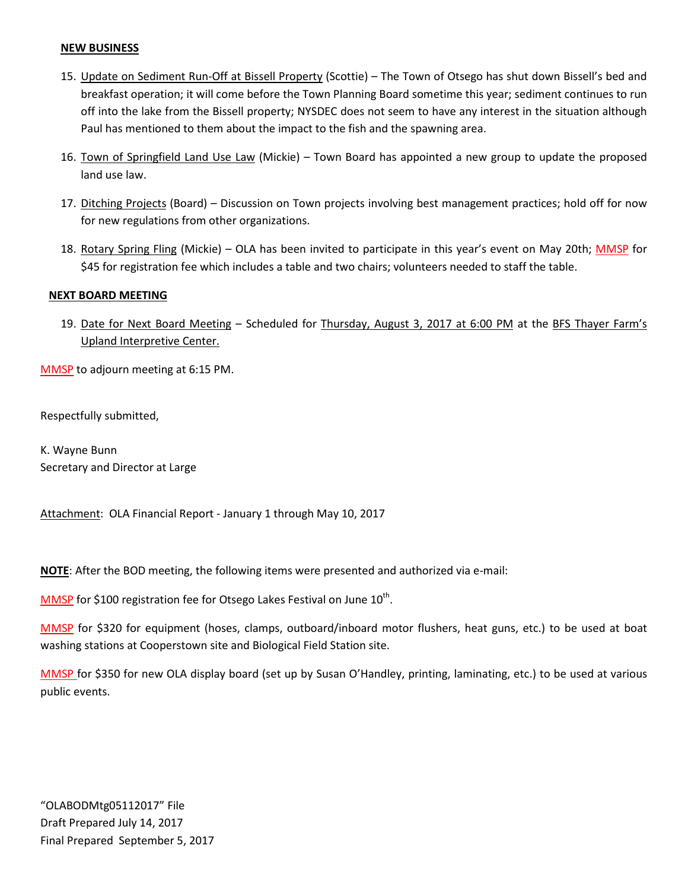**NEW BUSINESS**

15. Update on Sediment Run-Off at Bissell Property (Scottie) – The Town of Otsego has shut down Bissell's bed and breakfast operation; it will come before the Town Planning Board sometime this year; sediment continues to run off into the lake from the Bissell property; NYSDEC does not seem to have any interest in the situation although Paul has mentioned to them about the impact to the fish and the spawning area.

16. Town of Springfield Land Use Law (Mickie) – Town Board has appointed a new group to update the proposed land use law.

17. Ditching Projects (Board) – Discussion on Town projects involving best management practices; hold off for now for new regulations from other organizations.

18. Rotary Spring Fling (Mickie) – OLA has been invited to participate in this year's event on May 20th; MMSP for $45 for registration fee which includes a table and two chairs; volunteers needed to staff the table.

**NEXT BOARD MEETING**

19. Date for Next Board Meeting – Scheduled for Thursday, August 3, 2017 at 6:00 PM at the BFS Thayer Farm's Upland Interpretive Center.

MMSP to adjourn meeting at 6:15 PM.

Respectfully submitted,

K. Wayne Bunn
Secretary and Director at Large

Attachment: OLA Financial Report - January 1 through May 10, 2017

**NOTE**: After the BOD meeting, the following items were presented and authorized via e-mail:

MMSP for $100 registration fee for Otsego Lakes Festival on June 10th.

MMSP for $320 for equipment (hoses, clamps, outboard/inboard motor flushers, heat guns, etc.) to be used at boat washing stations at Cooperstown site and Biological Field Station site.

MMSP for $350 for new OLA display board (set up by Susan O'Handley, printing, laminating, etc.) to be used at various public events.

"OLABODMtg05112017" File
Draft Prepared July 14, 2017
Final Prepared September 5, 2017